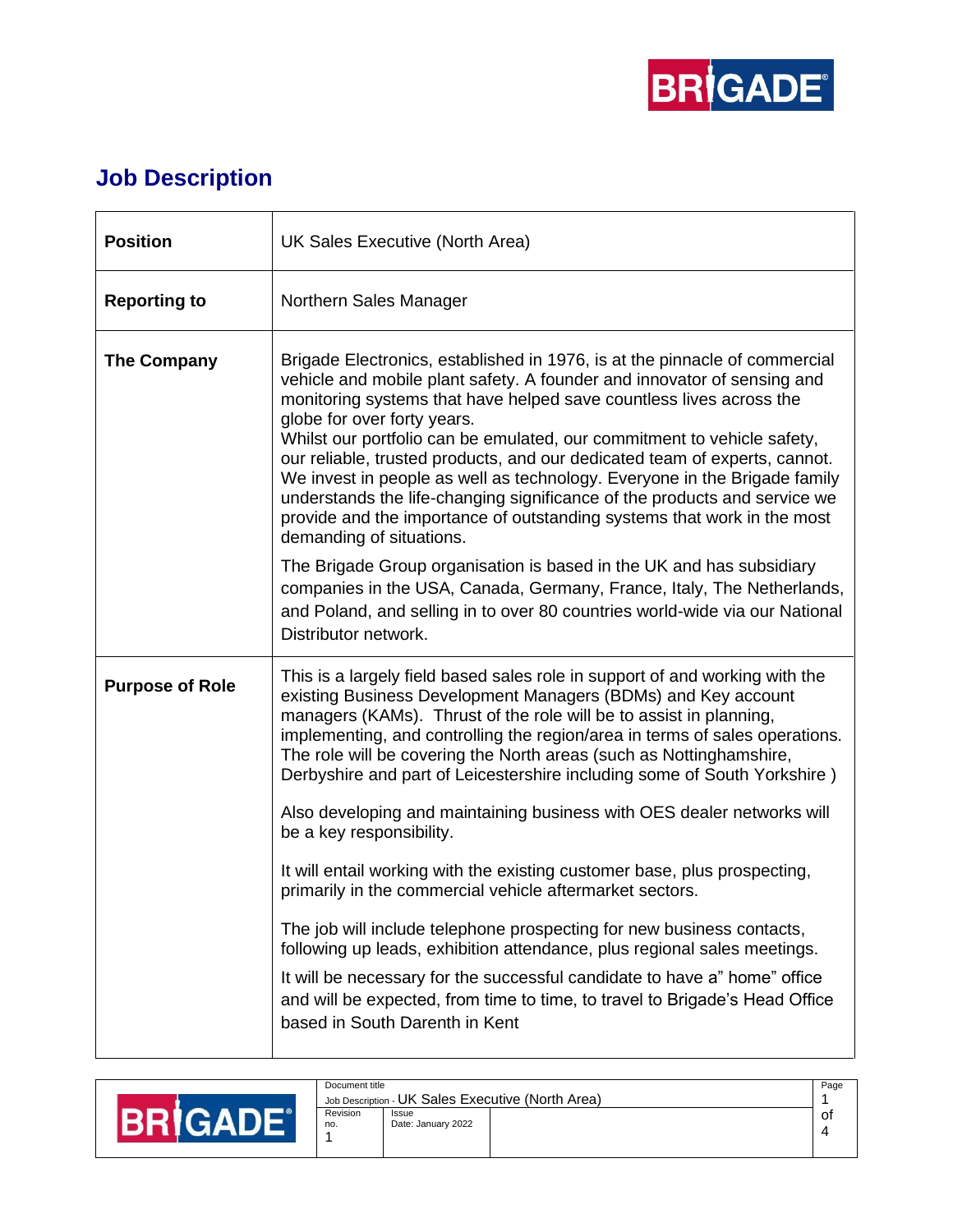# Job Description

| | |
|---|---|
| **Position** | UK Sales Executive (North Area) |
| **Reporting to** | Northern Sales Manager |
| **The Company** | Brigade Electronics, established in 1976, is at the pinnacle of commercial vehicle and mobile plant safety. A founder and innovator of sensing and monitoring systems that have helped save countless lives across the globe for over forty years.<br>Whilst our portfolio can be emulated, our commitment to vehicle safety, our reliable, trusted products, and our dedicated team of experts, cannot. We invest in people as well as technology. Everyone in the Brigade family understands the life-changing significance of the products and service we provide and the importance of outstanding systems that work in the most demanding of situations.<br><br>The Brigade Group organisation is based in the UK and has subsidiary companies in the USA, Canada, Germany, France, Italy, The Netherlands, and Poland, and selling in to over 80 countries world-wide via our National Distributor network. |
| **Purpose of Role** | This is a largely field based sales role in support of and working with the existing Business Development Managers (BDMs) and Key account managers (KAMs). Thrust of the role will be to assist in planning, implementing, and controlling the region/area in terms of sales operations. The role will be covering the North areas (such as Nottinghamshire, Derbyshire and part of Leicestershire including some of South Yorkshire )<br><br>Also developing and maintaining business with OES dealer networks will be a key responsibility.<br><br>It will entail working with the existing customer base, plus prospecting, primarily in the commercial vehicle aftermarket sectors.<br><br>The job will include telephone prospecting for new business contacts, following up leads, exhibition attendance, plus regional sales meetings.<br><br>It will be necessary for the successful candidate to have a" home" office and will be expected, from time to time, to travel to Brigade's Head Office based in South Darenth in Kent |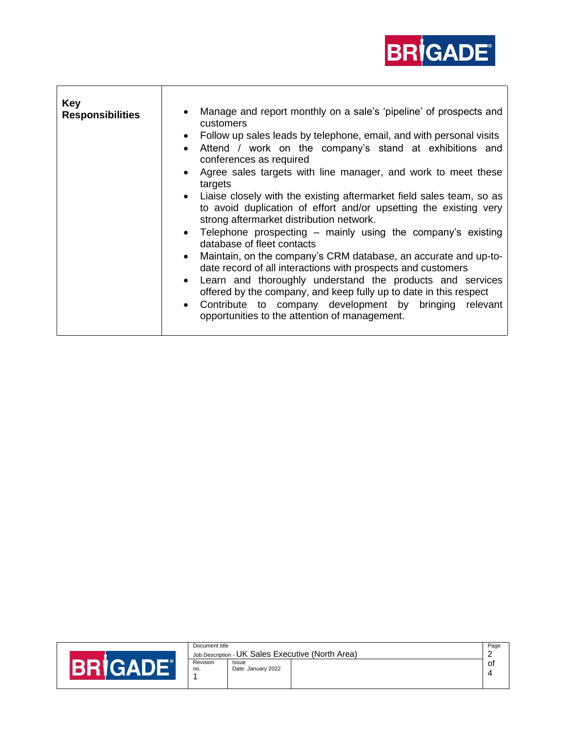| Key Responsibilities | |
|---|---|
| | • Manage and report monthly on a sale's 'pipeline' of prospects and customers<br>• Follow up sales leads by telephone, email, and with personal visits<br>• Attend / work on the company's stand at exhibitions and conferences as required<br>• Agree sales targets with line manager, and work to meet these targets<br>• Liaise closely with the existing aftermarket field sales team, so as to avoid duplication of effort and/or upsetting the existing very strong aftermarket distribution network.<br>• Telephone prospecting – mainly using the company's existing database of fleet contacts<br>• Maintain, on the company's CRM database, an accurate and up-to-date record of all interactions with prospects and customers<br>• Learn and thoroughly understand the products and services offered by the company, and keep fully up to date in this respect<br>• Contribute to company development by bringing relevant opportunities to the attention of management. |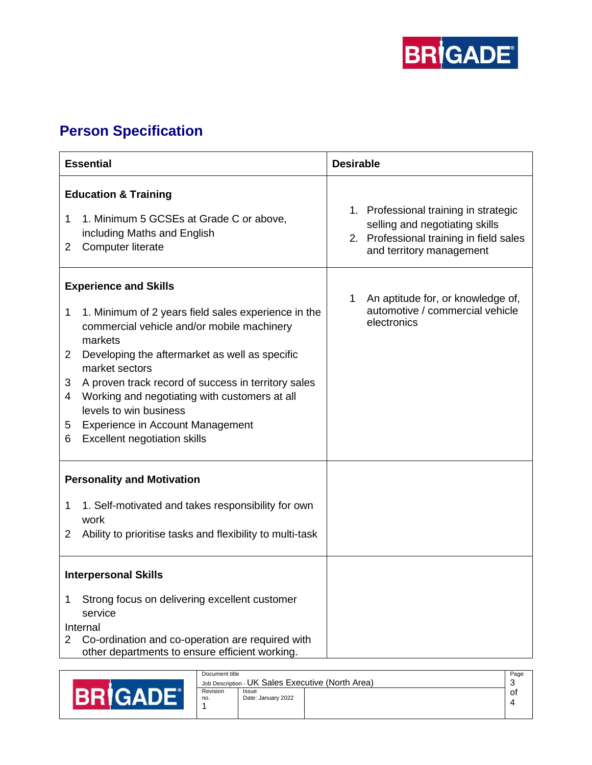## Person Specification

| Essential | Desirable |
|---|---|
| **Education & Training**<br><br>1 1. Minimum 5 GCSEs at Grade C or above, including Maths and English<br>2 Computer literate | 1. Professional training in strategic selling and negotiating skills<br>2. Professional training in field sales and territory management |
| **Experience and Skills**<br><br>1 1. Minimum of 2 years field sales experience in the commercial vehicle and/or mobile machinery markets<br>2 Developing the aftermarket as well as specific market sectors<br>3 A proven track record of success in territory sales<br>4 Working and negotiating with customers at all levels to win business<br>5 Experience in Account Management<br>6 Excellent negotiation skills | 1 An aptitude for, or knowledge of, automotive / commercial vehicle electronics |
| **Personality and Motivation**<br><br>1 1. Self-motivated and takes responsibility for own work<br>2 Ability to prioritise tasks and flexibility to multi-task | |
| **Interpersonal Skills**<br><br>1 Strong focus on delivering excellent customer service<br>Internal<br>2 Co-ordination and co-operation are required with other departments to ensure efficient working. | |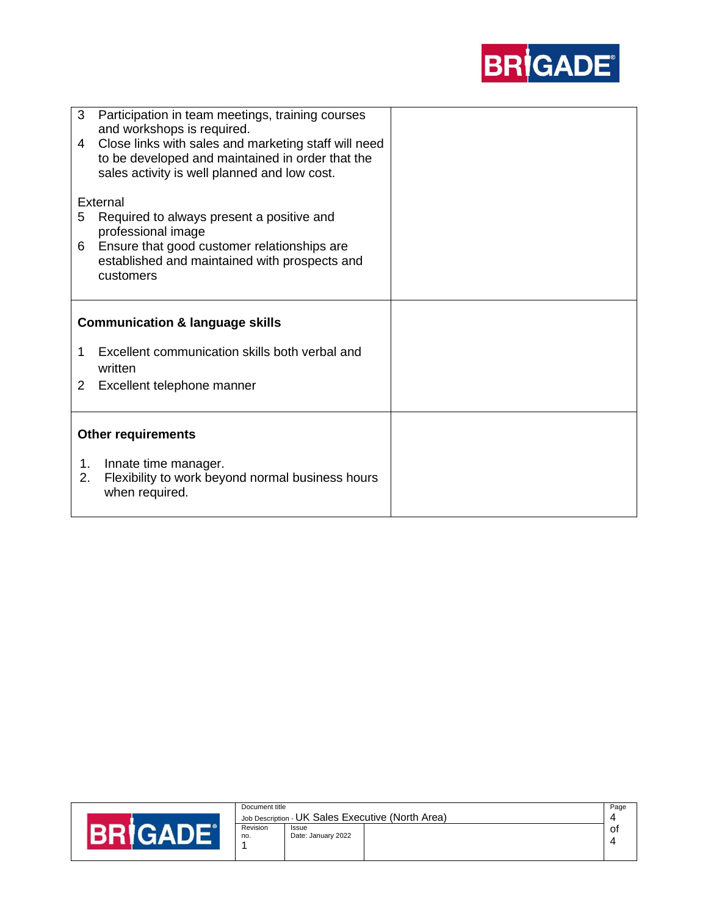| | |
|---|---|
| 3 Participation in team meetings, training courses and workshops is required.<br>4 Close links with sales and marketing staff will need to be developed and maintained in order that the sales activity is well planned and low cost.<br><br>External<br>5 Required to always present a positive and professional image<br>6 Ensure that good customer relationships are established and maintained with prospects and customers | |
| **Communication & language skills**<br><br>1 Excellent communication skills both verbal and written<br>2 Excellent telephone manner | |
| **Other requirements**<br><br>1. Innate time manager.<br>2. Flexibility to work beyond normal business hours when required. | |